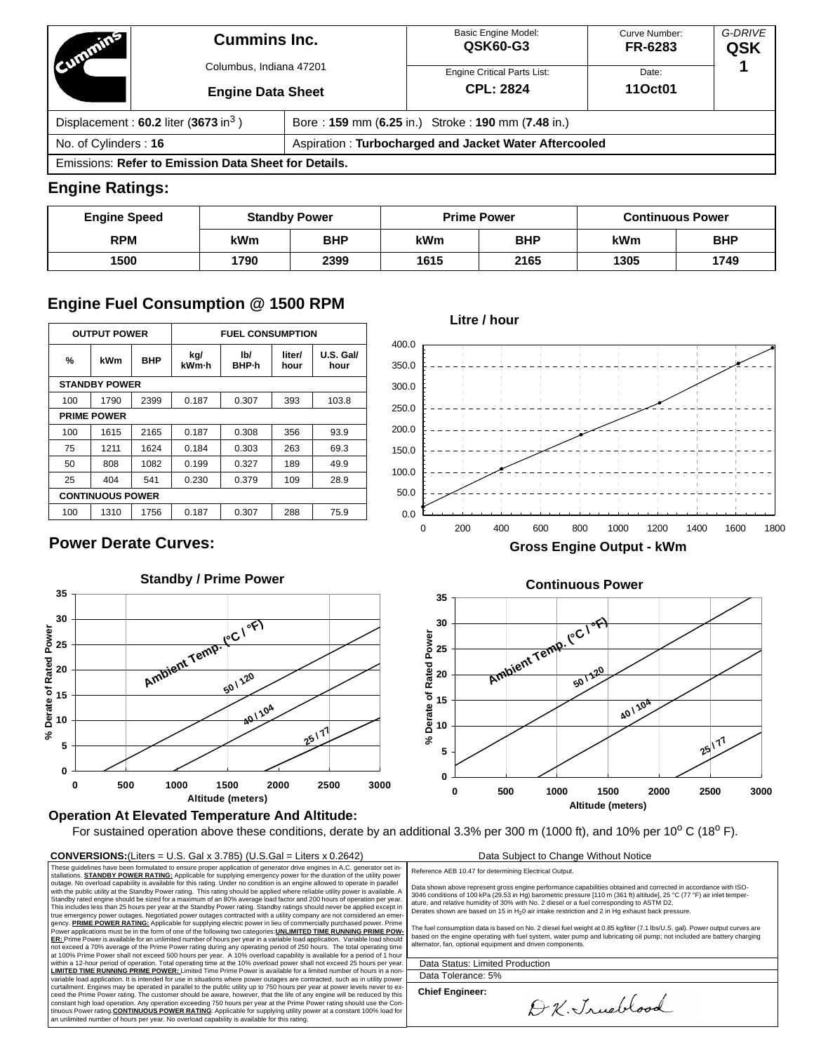| Cummins Inc. | Basic Engine Model: **QSK60-G3** | Curve Number: **FR-6283** | *G-DRIVE* **QSK 1** |
|---|---|---|---|
| Columbus, Indiana 47201 | Engine Critical Parts List: **CPL: 2824** | Date: **11Oct01** | |
| **Engine Data Sheet** | | | |

| | |
|---|---|
| Displacement : **60.2** liter (**3673** $in^3$ ) | Bore : **159** mm (**6.25** in.) Stroke : **190** mm (**7.48** in.) |
| No. of Cylinders : **16** | Aspiration : **Turbocharged and Jacket Water Aftercooled** |
| Emissions: **Refer to Emission Data Sheet for Details.** | |

## Engine Ratings:

| Engine Speed | Standby Power | | Prime Power | | Continuous Power | |
|---|---|---|---|---|---|---|
| RPM | kWm | BHP | kWm | BHP | kWm | BHP |
| 1500 | 1790 | 2399 | 1615 | 2165 | 1305 | 1749 |

## Engine Fuel Consumption @ 1500 RPM

| OUTPUT POWER | | | FUEL CONSUMPTION | | | |
|---|---|---|---|---|---|---|
| % | kWm | BHP | kg/ kWm·h | lb/ BHP·h | liter/ hour | U.S. Gal/ hour |
| **STANDBY POWER** | | | | | | |
| 100 | 1790 | 2399 | 0.187 | 0.307 | 393 | 103.8 |
| **PRIME POWER** | | | | | | |
| 100 | 1615 | 2165 | 0.187 | 0.308 | 356 | 93.9 |
| 75 | 1211 | 1624 | 0.184 | 0.303 | 263 | 69.3 |
| 50 | 808 | 1082 | 0.199 | 0.327 | 189 | 49.9 |
| 25 | 404 | 541 | 0.230 | 0.379 | 109 | 28.9 |
| **CONTINUOUS POWER** | | | | | | |
| 100 | 1310 | 1756 | 0.187 | 0.307 | 288 | 75.9 |

Litre / hour

400.0
350.0
300.0
250.0
200.0
150.0
100.0
50.0
0.0

0 200 400 600 800 1000 1200 1400 1600 1800

Gross Engine Output - kWm

## Power Derate Curves:

Standby / Prime Power

% Derate of Rated Power

35 30 25 20 15 10 5 0

Ambient Temp. (°C / °F)

50 / 120
40 / 104
25 / 77

0 500 1000 1500 2000 2500 3000

Altitude (meters)

Continuous Power

% Derate of Rated Power

35 30 25 20 15 10 5 0

Ambient Temp. (°C / °F)

50 / 120
40 / 104
25 / 77

0 500 1000 1500 2000 2500 3000

Altitude (meters)

### Operation At Elevated Temperature And Altitude:

For sustained operation above these conditions, derate by an additional 3.3% per 300 m (1000 ft), and 10% per $10^o$ C ($18^o$ F).

**CONVERSIONS:**(Liters = U.S. Gal x 3.785) (U.S.Gal = Liters x 0.2642)

Data Subject to Change Without Notice

These guidelines have been formulated to ensure proper application of generator drive engines in A.C. generator set installations. **STANDBY POWER RATING:** Applicable for supplying emergency power for the duration of the utility power outage. No overload capability is available for this rating. Under no condition is an engine allowed to operate in parallel with the public utility at the Standby Power rating. This rating should be applied where reliable utility power is available. A Standby rated engine should be sized for a maximum of an 80% average load factor and 200 hours of operation per year. This includes less than 25 hours per year at the Standby Power rating. Standby ratings should never be applied except in true emergency power outages. Negotiated power outages contracted with a utility company are not considered an emergency. **PRIME POWER RATING:** Applicable for supplying electric power in lieu of commercially purchased power. Prime Power applications must be in the form of one of the following two categories:**UNLIMITED TIME RUNNING PRIME POWER:** Prime Power is available for an unlimited number of hours per year in a variable load application. Variable load should not exceed a 70% average of the Prime Power rating during any operating period of 250 hours. The total operating time at 100% Prime Power shall not exceed 500 hours per year. A 10% overload capability is available for a period of 1 hour within a 12-hour period of operation. Total operating time at the 10% overload power shall not exceed 25 hours per year. **LIMITED TIME RUNNING PRIME POWER:** Limited Time Prime Power is available for a limited number of hours in a non-variable load application. It is intended for use in situations where power outages are contracted, such as in utility power curtailment. Engines may be operated in parallel to the public utility up to 750 hours per year at power levels never to exceed the Prime Power rating. The customer should be aware, however, that the life of any engine will be reduced by this constant high load operation. Any operation exceeding 750 hours per year at the Prime Power rating should use the Continuous Power rating.**CONTINUOUS POWER RATING**: Applicable for supplying utility power at a constant 100% load for an unlimited number of hours per year. No overload capability is available for this rating.

Reference AEB 10.47 for determining Electrical Output.

Data shown above represent gross engine performance capabilities obtained and corrected in accordance with ISO-3046 conditions of 100 kPa (29.53 in Hg) barometric pressure [110 m (361 ft) altitude], 25 °C (77 °F) air inlet temperature, and relative humidity of 30% with No. 2 diesel or a fuel corresponding to ASTM D2.
Derates shown are based on 15 in $H_2O$ air intake restriction and 2 in Hg exhaust back pressure.

The fuel consumption data is based on No. 2 diesel fuel weight at 0.85 kg/liter (7.1 lbs/U.S. gal). Power output curves are based on the engine operating with fuel system, water pump and lubricating oil pump; not included are battery charging alternator, fan, optional equipment and driven components.

Data Status: Limited Production

Data Tolerance: 5%

**Chief Engineer:** D.K. Trueblood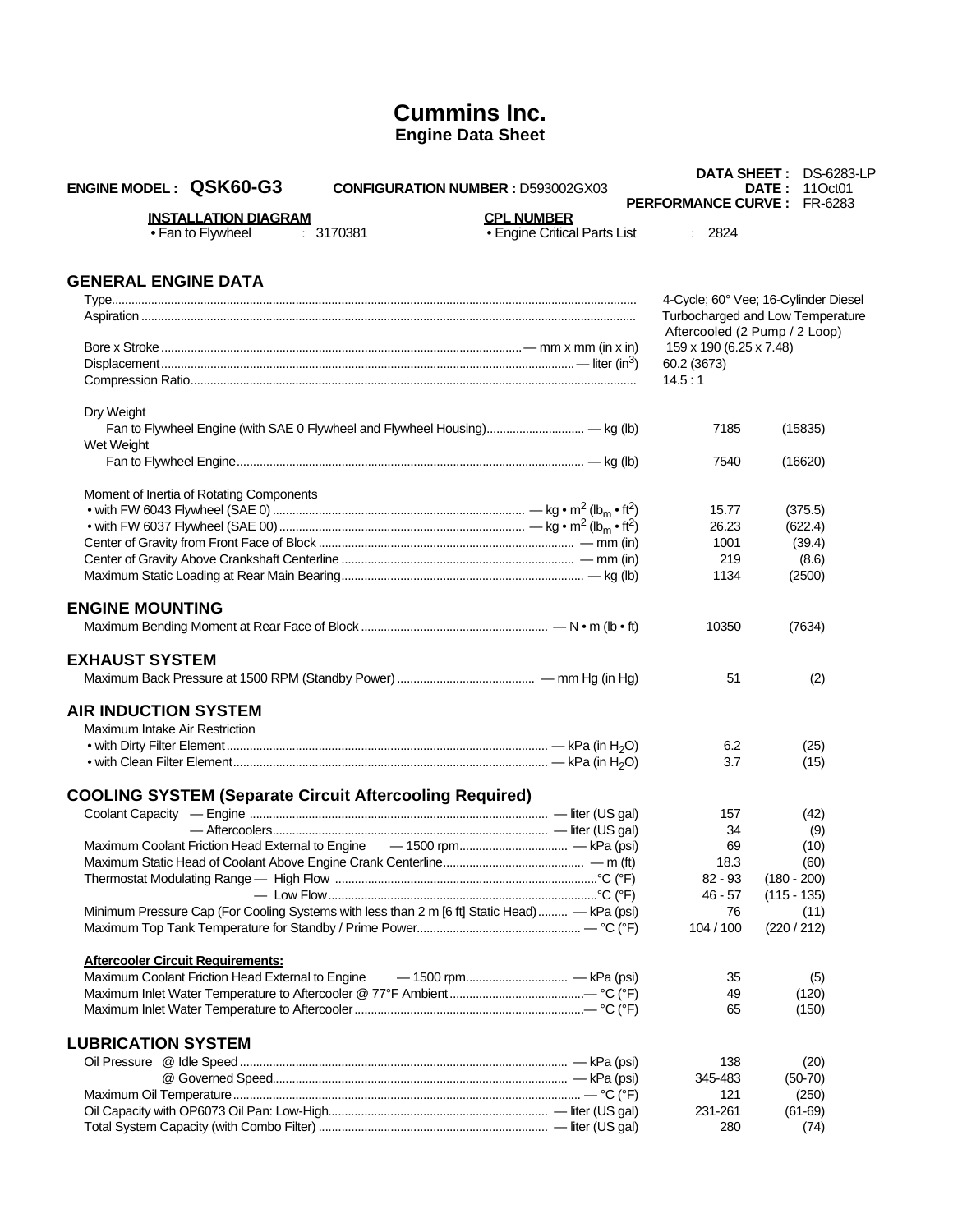# Cummins Inc.
## Engine Data Sheet

**ENGINE MODEL : QSK60-G3** **CONFIGURATION NUMBER :** D593002GX03

**DATA SHEET :** DS-6283-LP
**DATE :** 11Oct01
**PERFORMANCE CURVE :** FR-6283

**INSTALLATION DIAGRAM**
• Fan to Flywheel : 3170381

**CPL NUMBER**
• Engine Critical Parts List : 2824

## GENERAL ENGINE DATA

| | | |
|---|---|---|
| Type | 4-Cycle; 60° Vee; 16-Cylinder Diesel | |
| Aspiration | Turbocharged and Low Temperature Aftercooled (2 Pump / 2 Loop) | |
| Bore x Stroke — mm x mm (in x in) | 159 x 190 (6.25 x 7.48) | |
| Displacement — liter ($in^3$) | 60.2 (3673) | |
| Compression Ratio | 14.5 : 1 | |
| Dry Weight | | |
| Fan to Flywheel Engine (with SAE 0 Flywheel and Flywheel Housing) — kg (lb) | 7185 | (15835) |
| Wet Weight | | |
| Fan to Flywheel Engine — kg (lb) | 7540 | (16620) |
| Moment of Inertia of Rotating Components | | |
| • with FW 6043 Flywheel (SAE 0) — $kg \cdot m^2$ ($lb_m \cdot ft^2$) | 15.77 | (375.5) |
| • with FW 6037 Flywheel (SAE 00) — $kg \cdot m^2$ ($lb_m \cdot ft^2$) | 26.23 | (622.4) |
| Center of Gravity from Front Face of Block — mm (in) | 1001 | (39.4) |
| Center of Gravity Above Crankshaft Centerline — mm (in) | 219 | (8.6) |
| Maximum Static Loading at Rear Main Bearing — kg (lb) | 1134 | (2500) |

## ENGINE MOUNTING

| | | |
|---|---|---|
| Maximum Bending Moment at Rear Face of Block — N • m (lb • ft) | 10350 | (7634) |

## EXHAUST SYSTEM

| | | |
|---|---|---|
| Maximum Back Pressure at 1500 RPM (Standby Power) — mm Hg (in Hg) | 51 | (2) |

## AIR INDUCTION SYSTEM

| | | |
|---|---|---|
| Maximum Intake Air Restriction | | |
| • with Dirty Filter Element — kPa (in $H_2O$) | 6.2 | (25) |
| • with Clean Filter Element — kPa (in $H_2O$) | 3.7 | (15) |

## COOLING SYSTEM (Separate Circuit Aftercooling Required)

| | | |
|---|---|---|
| Coolant Capacity — Engine — liter (US gal) | 157 | (42) |
| — Aftercoolers — liter (US gal) | 34 | (9) |
| Maximum Coolant Friction Head External to Engine — 1500 rpm — kPa (psi) | 69 | (10) |
| Maximum Static Head of Coolant Above Engine Crank Centerline — m (ft) | 18.3 | (60) |
| Thermostat Modulating Range — High Flow °C (°F) | 82 - 93 | (180 - 200) |
| — Low Flow °C (°F) | 46 - 57 | (115 - 135) |
| Minimum Pressure Cap (For Cooling Systems with less than 2 m [6 ft] Static Head) — kPa (psi) | 76 | (11) |
| Maximum Top Tank Temperature for Standby / Prime Power — °C (°F) | 104 / 100 | (220 / 212) |

**Aftercooler Circuit Requirements:**

| | | |
|---|---|---|
| Maximum Coolant Friction Head External to Engine — 1500 rpm — kPa (psi) | 35 | (5) |
| Maximum Inlet Water Temperature to Aftercooler @ 77°F Ambient — °C (°F) | 49 | (120) |
| Maximum Inlet Water Temperature to Aftercooler — °C (°F) | 65 | (150) |

## LUBRICATION SYSTEM

| | | |
|---|---|---|
| Oil Pressure @ Idle Speed — kPa (psi) | 138 | (20) |
| @ Governed Speed — kPa (psi) | 345-483 | (50-70) |
| Maximum Oil Temperature — °C (°F) | 121 | (250) |
| Oil Capacity with OP6073 Oil Pan: Low-High — liter (US gal) | 231-261 | (61-69) |
| Total System Capacity (with Combo Filter) — liter (US gal) | 280 | (74) |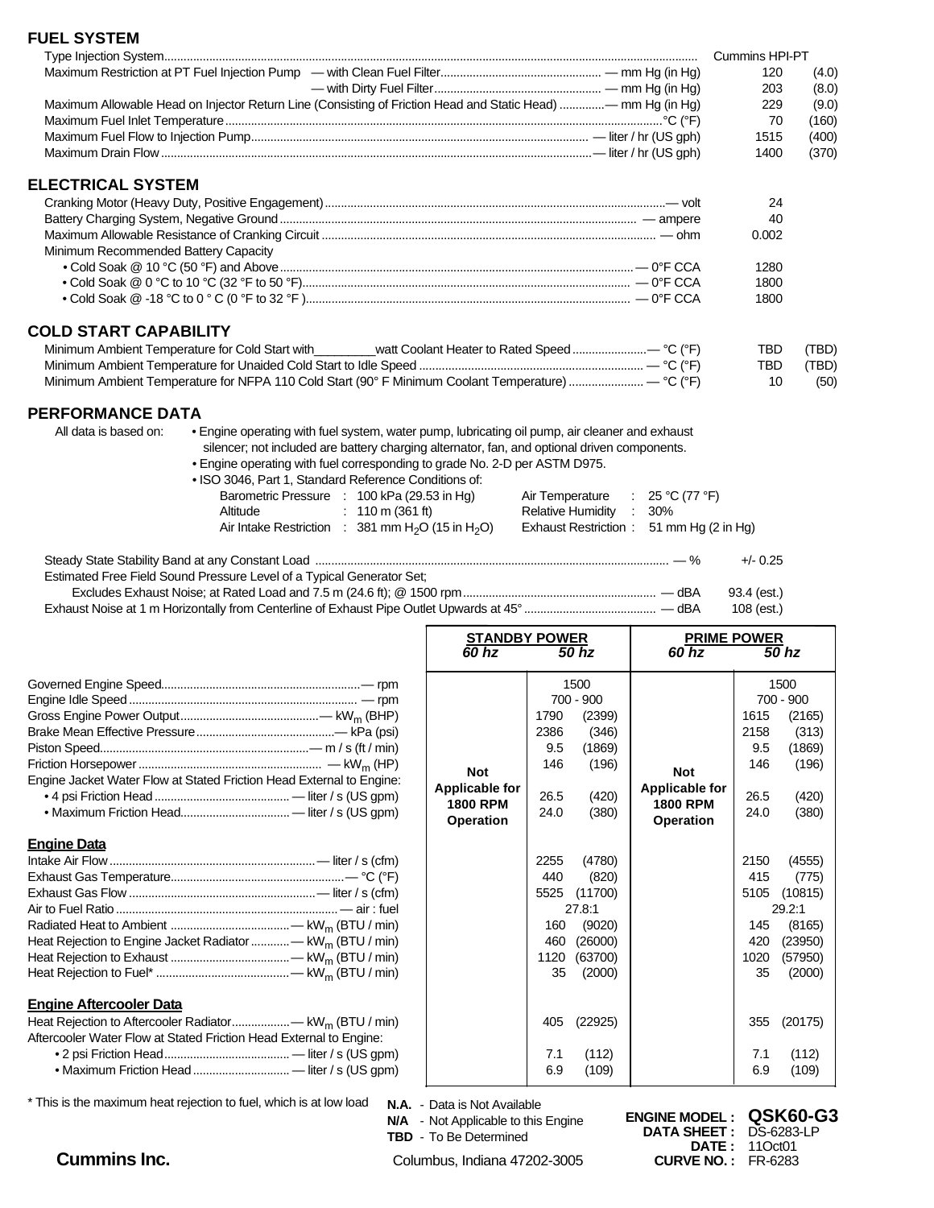## FUEL SYSTEM

| | | |
|---|---|---|
| Type Injection System | Cummins HPI-PT | |
| Maximum Restriction at PT Fuel Injection Pump — with Clean Fuel Filter — mm Hg (in Hg) | 120 | (4.0) |
| — with Dirty Fuel Filter — mm Hg (in Hg) | 203 | (8.0) |
| Maximum Allowable Head on Injector Return Line (Consisting of Friction Head and Static Head) — mm Hg (in Hg) | 229 | (9.0) |
| Maximum Fuel Inlet Temperature — °C (°F) | 70 | (160) |
| Maximum Fuel Flow to Injection Pump — liter / hr (US gph) | 1515 | (400) |
| Maximum Drain Flow — liter / hr (US gph) | 1400 | (370) |

## ELECTRICAL SYSTEM

| | |
|---|---|
| Cranking Motor (Heavy Duty, Positive Engagement) — volt | 24 |
| Battery Charging System, Negative Ground — ampere | 40 |
| Maximum Allowable Resistance of Cranking Circuit — ohm | 0.002 |
| Minimum Recommended Battery Capacity | |
| • Cold Soak @ 10 °C (50 °F) and Above — 0°F CCA | 1280 |
| • Cold Soak @ 0 °C to 10 °C (32 °F to 50 °F) — 0°F CCA | 1800 |
| • Cold Soak @ -18 °C to 0 ° C (0 °F to 32 °F ) — 0°F CCA | 1800 |

## COLD START CAPABILITY

| | | |
|---|---|---|
| Minimum Ambient Temperature for Cold Start with_________watt Coolant Heater to Rated Speed — °C (°F) | TBD | (TBD) |
| Minimum Ambient Temperature for Unaided Cold Start to Idle Speed — °C (°F) | TBD | (TBD) |
| Minimum Ambient Temperature for NFPA 110 Cold Start (90° F Minimum Coolant Temperature) — °C (°F) | 10 | (50) |

## PERFORMANCE DATA

All data is based on:

- Engine operating with fuel system, water pump, lubricating oil pump, air cleaner and exhaust silencer; not included are battery charging alternator, fan, and optional driven components.
- Engine operating with fuel corresponding to grade No. 2-D per ASTM D975.
- ISO 3046, Part 1, Standard Reference Conditions of:

| | | | |
|---|---|---|---|
| Barometric Pressure | 100 kPa (29.53 in Hg) | Air Temperature | 25 °C (77 °F) |
| Altitude | 110 m (361 ft) | Relative Humidity | 30% |
| Air Intake Restriction | 381 mm $H_2O$ (15 in $H_2O$) | Exhaust Restriction | 51 mm Hg (2 in Hg) |

| | |
|---|---|
| Steady State Stability Band at any Constant Load — % | +/- 0.25 |
| Estimated Free Field Sound Pressure Level of a Typical Generator Set; Excludes Exhaust Noise; at Rated Load and 7.5 m (24.6 ft); @ 1500 rpm — dBA | 93.4 (est.) |
| Exhaust Noise at 1 m Horizontally from Centerline of Exhaust Pipe Outlet Upwards at 45° — dBA | 108 (est.) |

| | STANDBY POWER | | PRIME POWER | |
|---|---|---|---|---|
| | *60 hz* | *50 hz* | *60 hz* | *50 hz* |
| Governed Engine Speed — rpm | **Not Applicable for 1800 RPM Operation** | 1500 | **Not Applicable for 1800 RPM Operation** | 1500 |
| Engine Idle Speed — rpm | | 700 - 900 | | 700 - 900 |
| Gross Engine Power Output — $kW_m$ (BHP) | | 1790 (2399) | | 1615 (2165) |
| Brake Mean Effective Pressure — kPa (psi) | | 2386 (346) | | 2158 (313) |
| Piston Speed — m / s (ft / min) | | 9.5 (1869) | | 9.5 (1869) |
| Friction Horsepower — $kW_m$ (HP) | | 146 (196) | | 146 (196) |
| Engine Jacket Water Flow at Stated Friction Head External to Engine: | | | | |
| • 4 psi Friction Head — liter / s (US gpm) | | 26.5 (420) | | 26.5 (420) |
| • Maximum Friction Head — liter / s (US gpm) | | 24.0 (380) | | 24.0 (380) |
| **Engine Data** | | | | |
| Intake Air Flow — liter / s (cfm) | | 2255 (4780) | | 2150 (4555) |
| Exhaust Gas Temperature — °C (°F) | | 440 (820) | | 415 (775) |
| Exhaust Gas Flow — liter / s (cfm) | | 5525 (11700) | | 5105 (10815) |
| Air to Fuel Ratio — air : fuel | | 27.8:1 | | 29.2:1 |
| Radiated Heat to Ambient — $kW_m$ (BTU / min) | | 160 (9020) | | 145 (8165) |
| Heat Rejection to Engine Jacket Radiator — $kW_m$ (BTU / min) | | 460 (26000) | | 420 (23950) |
| Heat Rejection to Exhaust — $kW_m$ (BTU / min) | | 1120 (63700) | | 1020 (57950) |
| Heat Rejection to Fuel* — $kW_m$ (BTU / min) | | 35 (2000) | | 35 (2000) |
| **Engine Aftercooler Data** | | | | |
| Heat Rejection to Aftercooler Radiator — $kW_m$ (BTU / min) | | 405 (22925) | | 355 (20175) |
| Aftercooler Water Flow at Stated Friction Head External to Engine: | | | | |
| • 2 psi Friction Head — liter / s (US gpm) | | 7.1 (112) | | 7.1 (112) |
| • Maximum Friction Head — liter / s (US gpm) | | 6.9 (109) | | 6.9 (109) |

* This is the maximum heat rejection to fuel, which is at low load

**N.A.** - Data is Not Available
**N/A** - Not Applicable to this Engine
**TBD** - To Be Determined

**ENGINE MODEL : QSK60-G3**
**DATA SHEET :** DS-6283-LP
**DATE :** 11Oct01
**CURVE NO. :** FR-6283

**Cummins Inc.**
Columbus, Indiana 47202-3005